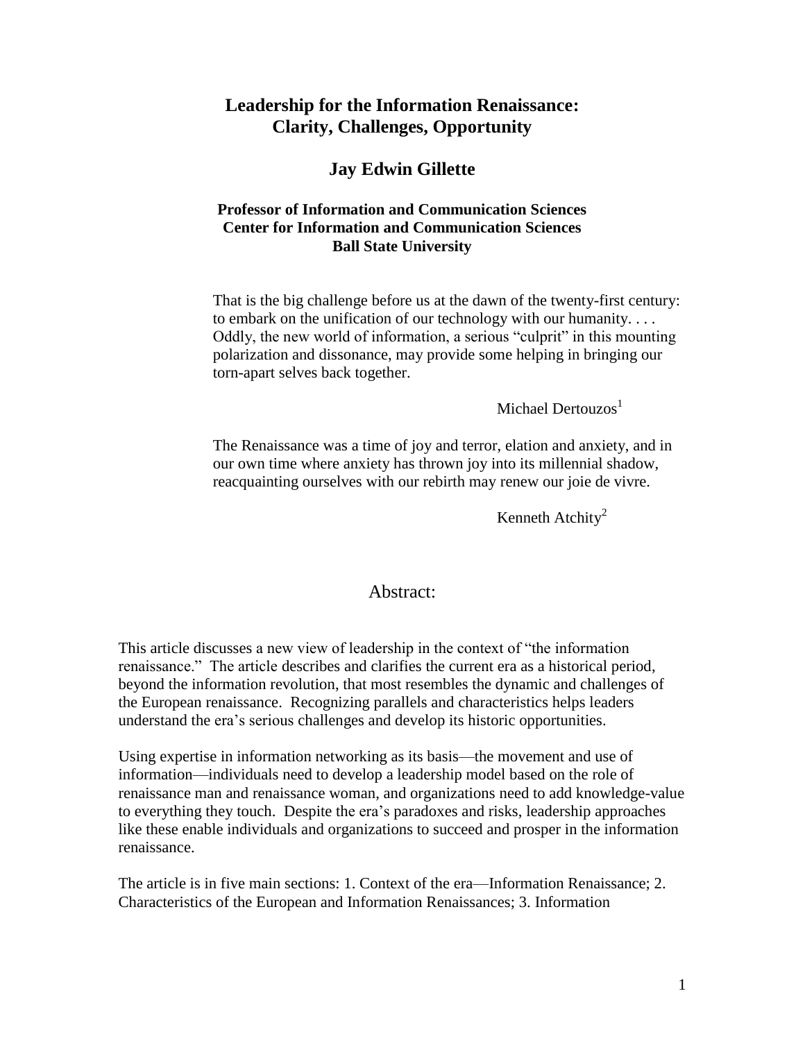# Leadership for the Information Renaissance: Clarity, Challenges, Opportunity

## Jay Edwin Gillette

**Professor of Information and Communication Sciences**
**Center for Information and Communication Sciences**
**Ball State University**

> That is the big challenge before us at the dawn of the twenty-first century: to embark on the unification of our technology with our humanity. . . . Oddly, the new world of information, a serious "culprit" in this mounting polarization and dissonance, may provide some helping in bringing our torn-apart selves back together.
>
> Michael Dertouzos[1]

> The Renaissance was a time of joy and terror, elation and anxiety, and in our own time where anxiety has thrown joy into its millennial shadow, reacquainting ourselves with our rebirth may renew our joie de vivre.
>
> Kenneth Atchity[2]

## Abstract:

This article discusses a new view of leadership in the context of "the information renaissance." The article describes and clarifies the current era as a historical period, beyond the information revolution, that most resembles the dynamic and challenges of the European renaissance. Recognizing parallels and characteristics helps leaders understand the era's serious challenges and develop its historic opportunities.

Using expertise in information networking as its basis—the movement and use of information—individuals need to develop a leadership model based on the role of renaissance man and renaissance woman, and organizations need to add knowledge-value to everything they touch. Despite the era's paradoxes and risks, leadership approaches like these enable individuals and organizations to succeed and prosper in the information renaissance.

The article is in five main sections: 1. Context of the era—Information Renaissance; 2. Characteristics of the European and Information Renaissances; 3. Information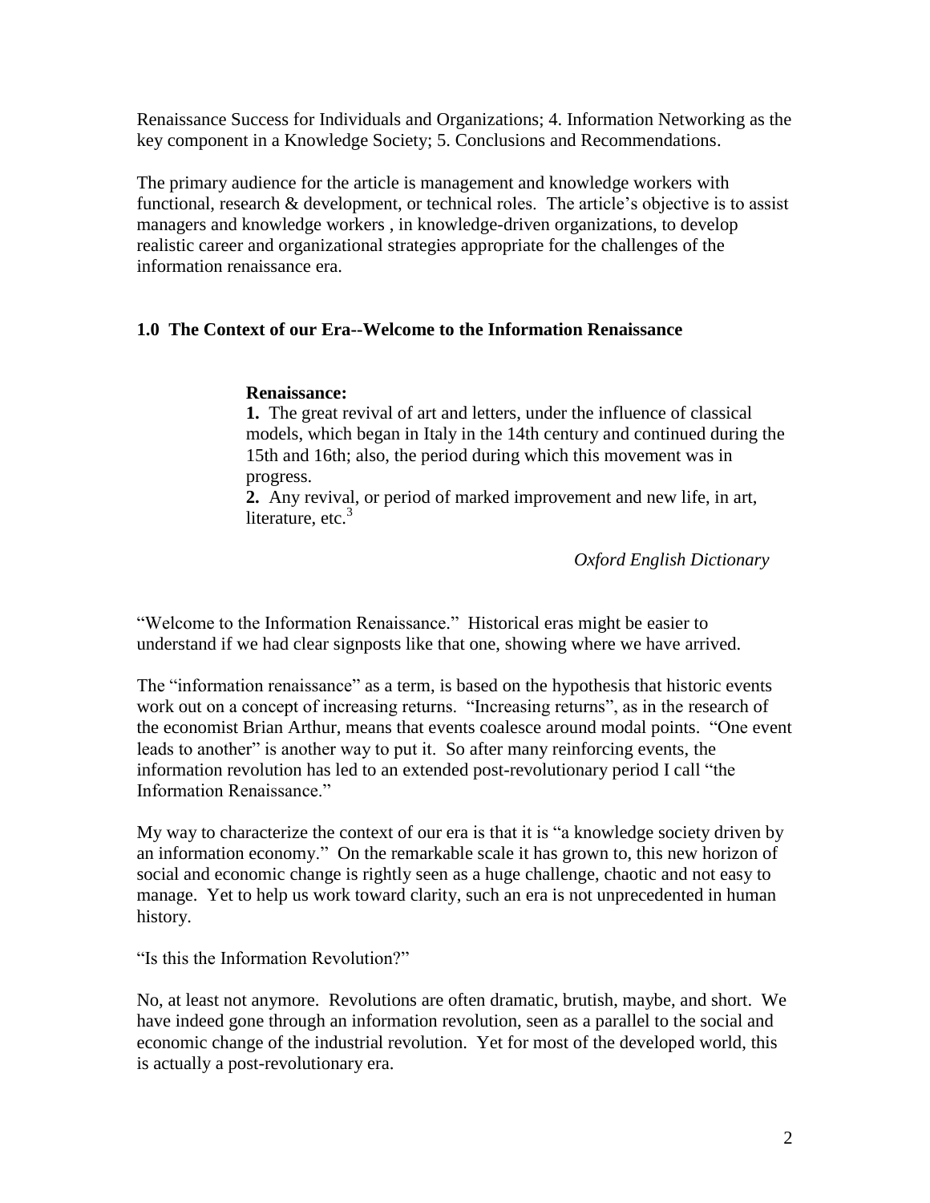Renaissance Success for Individuals and Organizations; 4. Information Networking as the key component in a Knowledge Society; 5. Conclusions and Recommendations.

The primary audience for the article is management and knowledge workers with functional, research & development, or technical roles. The article's objective is to assist managers and knowledge workers , in knowledge-driven organizations, to develop realistic career and organizational strategies appropriate for the challenges of the information renaissance era.

## 1.0 The Context of our Era--Welcome to the Information Renaissance

> **Renaissance:**
>
> **1.** The great revival of art and letters, under the influence of classical models, which began in Italy in the 14th century and continued during the 15th and 16th; also, the period during which this movement was in progress.
>
> **2.** Any revival, or period of marked improvement and new life, in art, literature, etc.[3]
>
> *Oxford English Dictionary*

"Welcome to the Information Renaissance." Historical eras might be easier to understand if we had clear signposts like that one, showing where we have arrived.

The "information renaissance" as a term, is based on the hypothesis that historic events work out on a concept of increasing returns. "Increasing returns", as in the research of the economist Brian Arthur, means that events coalesce around modal points. "One event leads to another" is another way to put it. So after many reinforcing events, the information revolution has led to an extended post-revolutionary period I call "the Information Renaissance."

My way to characterize the context of our era is that it is "a knowledge society driven by an information economy." On the remarkable scale it has grown to, this new horizon of social and economic change is rightly seen as a huge challenge, chaotic and not easy to manage. Yet to help us work toward clarity, such an era is not unprecedented in human history.

"Is this the Information Revolution?"

No, at least not anymore. Revolutions are often dramatic, brutish, maybe, and short. We have indeed gone through an information revolution, seen as a parallel to the social and economic change of the industrial revolution. Yet for most of the developed world, this is actually a post-revolutionary era.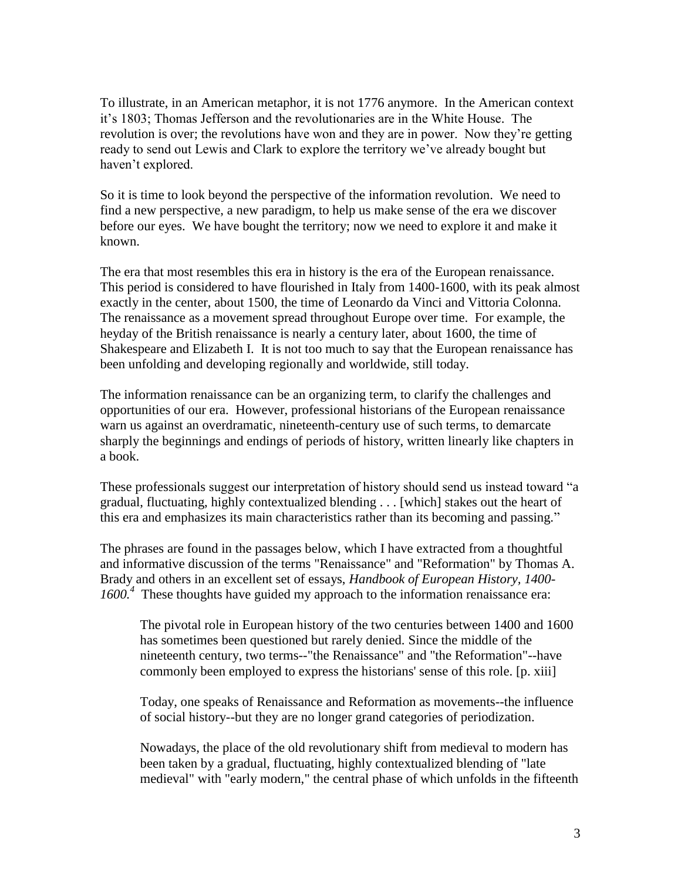To illustrate, in an American metaphor, it is not 1776 anymore. In the American context it's 1803; Thomas Jefferson and the revolutionaries are in the White House. The revolution is over; the revolutions have won and they are in power. Now they're getting ready to send out Lewis and Clark to explore the territory we've already bought but haven't explored.

So it is time to look beyond the perspective of the information revolution. We need to find a new perspective, a new paradigm, to help us make sense of the era we discover before our eyes. We have bought the territory; now we need to explore it and make it known.

The era that most resembles this era in history is the era of the European renaissance. This period is considered to have flourished in Italy from 1400-1600, with its peak almost exactly in the center, about 1500, the time of Leonardo da Vinci and Vittoria Colonna. The renaissance as a movement spread throughout Europe over time. For example, the heyday of the British renaissance is nearly a century later, about 1600, the time of Shakespeare and Elizabeth I. It is not too much to say that the European renaissance has been unfolding and developing regionally and worldwide, still today.

The information renaissance can be an organizing term, to clarify the challenges and opportunities of our era. However, professional historians of the European renaissance warn us against an overdramatic, nineteenth-century use of such terms, to demarcate sharply the beginnings and endings of periods of history, written linearly like chapters in a book.

These professionals suggest our interpretation of history should send us instead toward "a gradual, fluctuating, highly contextualized blending . . . [which] stakes out the heart of this era and emphasizes its main characteristics rather than its becoming and passing."

The phrases are found in the passages below, which I have extracted from a thoughtful and informative discussion of the terms "Renaissance" and "Reformation" by Thomas A. Brady and others in an excellent set of essays, *Handbook of European History, 1400-1600.*[4] These thoughts have guided my approach to the information renaissance era:

> The pivotal role in European history of the two centuries between 1400 and 1600 has sometimes been questioned but rarely denied. Since the middle of the nineteenth century, two terms--"the Renaissance" and "the Reformation"--have commonly been employed to express the historians' sense of this role. [p. xiii]
>
> Today, one speaks of Renaissance and Reformation as movements--the influence of social history--but they are no longer grand categories of periodization.
>
> Nowadays, the place of the old revolutionary shift from medieval to modern has been taken by a gradual, fluctuating, highly contextualized blending of "late medieval" with "early modern," the central phase of which unfolds in the fifteenth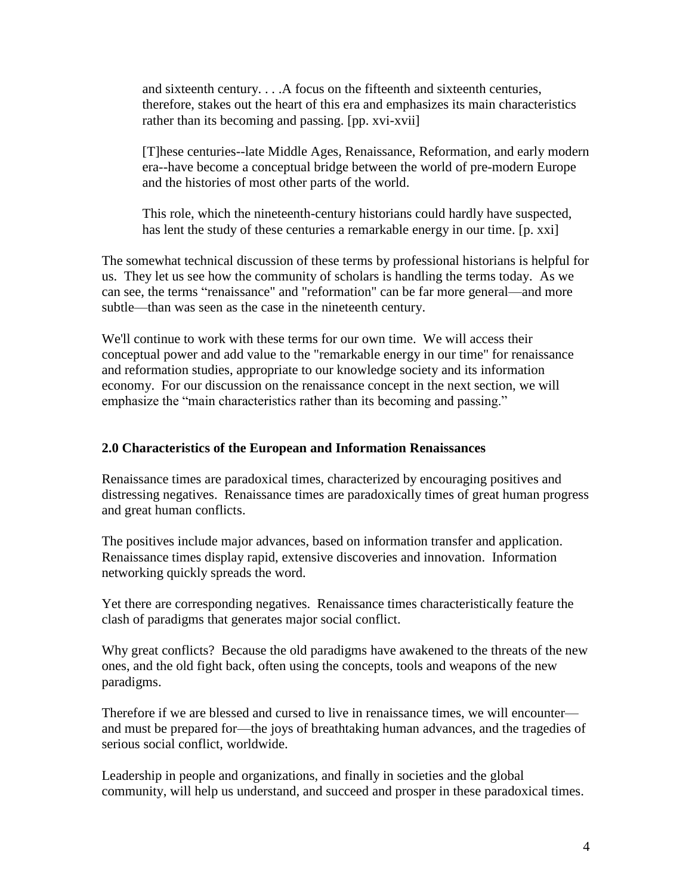> and sixteenth century. . . .A focus on the fifteenth and sixteenth centuries, therefore, stakes out the heart of this era and emphasizes its main characteristics rather than its becoming and passing. [pp. xvi-xvii]
>
> [T]hese centuries--late Middle Ages, Renaissance, Reformation, and early modern era--have become a conceptual bridge between the world of pre-modern Europe and the histories of most other parts of the world.
>
> This role, which the nineteenth-century historians could hardly have suspected, has lent the study of these centuries a remarkable energy in our time. [p. xxi]

The somewhat technical discussion of these terms by professional historians is helpful for us. They let us see how the community of scholars is handling the terms today. As we can see, the terms "renaissance" and "reformation" can be far more general—and more subtle—than was seen as the case in the nineteenth century.

We'll continue to work with these terms for our own time. We will access their conceptual power and add value to the "remarkable energy in our time" for renaissance and reformation studies, appropriate to our knowledge society and its information economy. For our discussion on the renaissance concept in the next section, we will emphasize the "main characteristics rather than its becoming and passing."

## 2.0 Characteristics of the European and Information Renaissances

Renaissance times are paradoxical times, characterized by encouraging positives and distressing negatives. Renaissance times are paradoxically times of great human progress and great human conflicts.

The positives include major advances, based on information transfer and application. Renaissance times display rapid, extensive discoveries and innovation. Information networking quickly spreads the word.

Yet there are corresponding negatives. Renaissance times characteristically feature the clash of paradigms that generates major social conflict.

Why great conflicts? Because the old paradigms have awakened to the threats of the new ones, and the old fight back, often using the concepts, tools and weapons of the new paradigms.

Therefore if we are blessed and cursed to live in renaissance times, we will encounter—and must be prepared for—the joys of breathtaking human advances, and the tragedies of serious social conflict, worldwide.

Leadership in people and organizations, and finally in societies and the global community, will help us understand, and succeed and prosper in these paradoxical times.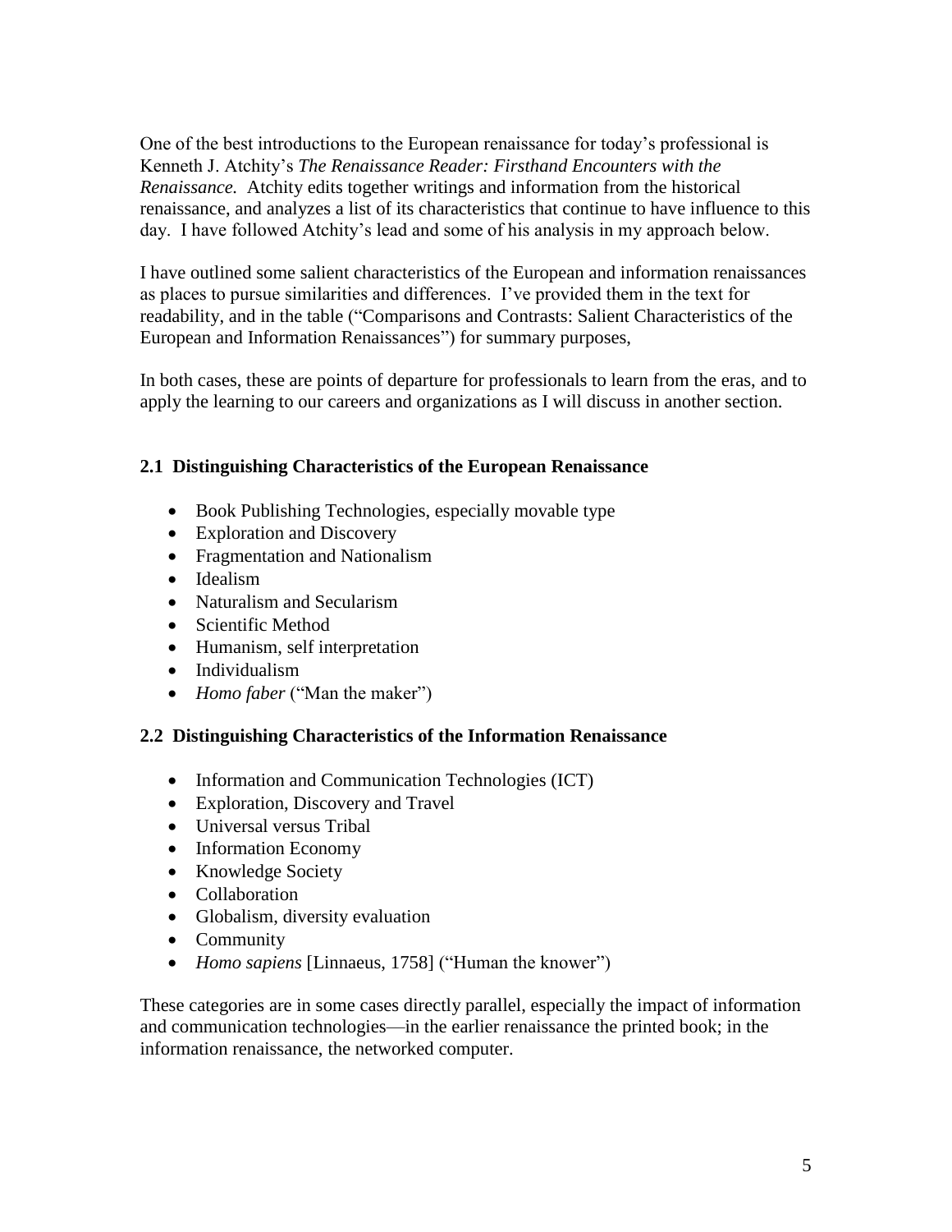One of the best introductions to the European renaissance for today's professional is Kenneth J. Atchity's *The Renaissance Reader: Firsthand Encounters with the Renaissance.* Atchity edits together writings and information from the historical renaissance, and analyzes a list of its characteristics that continue to have influence to this day. I have followed Atchity's lead and some of his analysis in my approach below.

I have outlined some salient characteristics of the European and information renaissances as places to pursue similarities and differences. I've provided them in the text for readability, and in the table ("Comparisons and Contrasts: Salient Characteristics of the European and Information Renaissances") for summary purposes,

In both cases, these are points of departure for professionals to learn from the eras, and to apply the learning to our careers and organizations as I will discuss in another section.

### 2.1 Distinguishing Characteristics of the European Renaissance

- Book Publishing Technologies, especially movable type
- Exploration and Discovery
- Fragmentation and Nationalism
- Idealism
- Naturalism and Secularism
- Scientific Method
- Humanism, self interpretation
- Individualism
- *Homo faber* ("Man the maker")

### 2.2 Distinguishing Characteristics of the Information Renaissance

- Information and Communication Technologies (ICT)
- Exploration, Discovery and Travel
- Universal versus Tribal
- Information Economy
- Knowledge Society
- Collaboration
- Globalism, diversity evaluation
- Community
- *Homo sapiens* [Linnaeus, 1758] ("Human the knower")

These categories are in some cases directly parallel, especially the impact of information and communication technologies—in the earlier renaissance the printed book; in the information renaissance, the networked computer.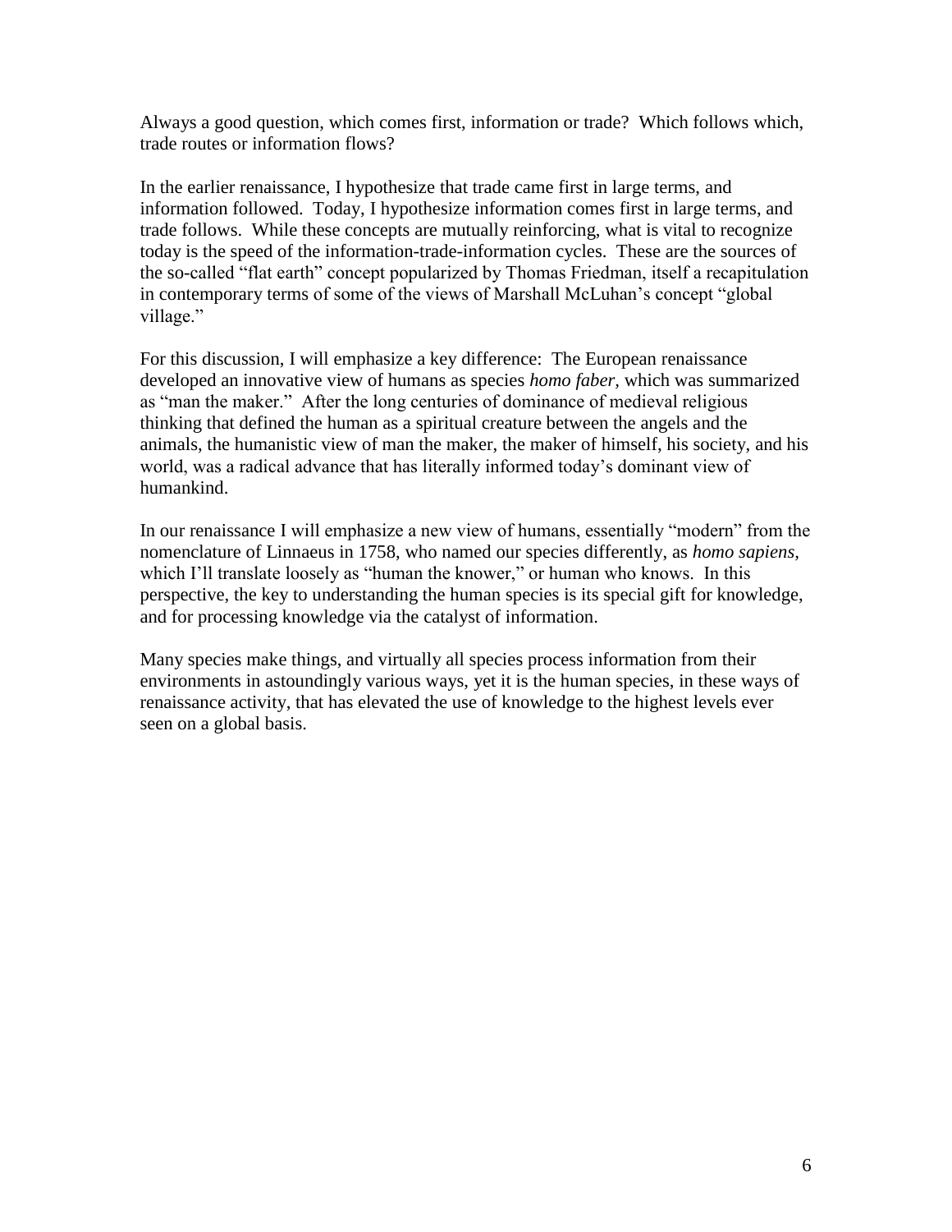Always a good question, which comes first, information or trade? Which follows which, trade routes or information flows?

In the earlier renaissance, I hypothesize that trade came first in large terms, and information followed. Today, I hypothesize information comes first in large terms, and trade follows. While these concepts are mutually reinforcing, what is vital to recognize today is the speed of the information-trade-information cycles. These are the sources of the so-called "flat earth" concept popularized by Thomas Friedman, itself a recapitulation in contemporary terms of some of the views of Marshall McLuhan's concept "global village."

For this discussion, I will emphasize a key difference: The European renaissance developed an innovative view of humans as species *homo faber*, which was summarized as "man the maker." After the long centuries of dominance of medieval religious thinking that defined the human as a spiritual creature between the angels and the animals, the humanistic view of man the maker, the maker of himself, his society, and his world, was a radical advance that has literally informed today's dominant view of humankind.

In our renaissance I will emphasize a new view of humans, essentially "modern" from the nomenclature of Linnaeus in 1758, who named our species differently, as *homo sapiens*, which I'll translate loosely as "human the knower," or human who knows. In this perspective, the key to understanding the human species is its special gift for knowledge, and for processing knowledge via the catalyst of information.

Many species make things, and virtually all species process information from their environments in astoundingly various ways, yet it is the human species, in these ways of renaissance activity, that has elevated the use of knowledge to the highest levels ever seen on a global basis.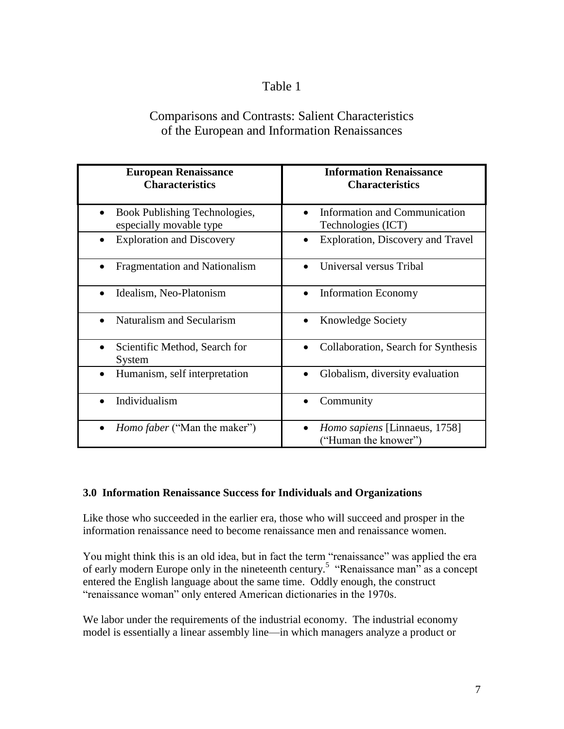Table 1

Comparisons and Contrasts: Salient Characteristics of the European and Information Renaissances

| European Renaissance Characteristics | Information Renaissance Characteristics |
|---|---|
| • Book Publishing Technologies, especially movable type | • Information and Communication Technologies (ICT) |
| • Exploration and Discovery | • Exploration, Discovery and Travel |
| • Fragmentation and Nationalism | • Universal versus Tribal |
| • Idealism, Neo-Platonism | • Information Economy |
| • Naturalism and Secularism | • Knowledge Society |
| • Scientific Method, Search for System | • Collaboration, Search for Synthesis |
| • Humanism, self interpretation | • Globalism, diversity evaluation |
| • Individualism | • Community |
| • *Homo faber* ("Man the maker") | • *Homo sapiens* [Linnaeus, 1758] ("Human the knower") |

**3.0 Information Renaissance Success for Individuals and Organizations**

Like those who succeeded in the earlier era, those who will succeed and prosper in the information renaissance need to become renaissance men and renaissance women.

You might think this is an old idea, but in fact the term "renaissance" was applied the era of early modern Europe only in the nineteenth century.[5] "Renaissance man" as a concept entered the English language about the same time. Oddly enough, the construct "renaissance woman" only entered American dictionaries in the 1970s.

We labor under the requirements of the industrial economy. The industrial economy model is essentially a linear assembly line—in which managers analyze a product or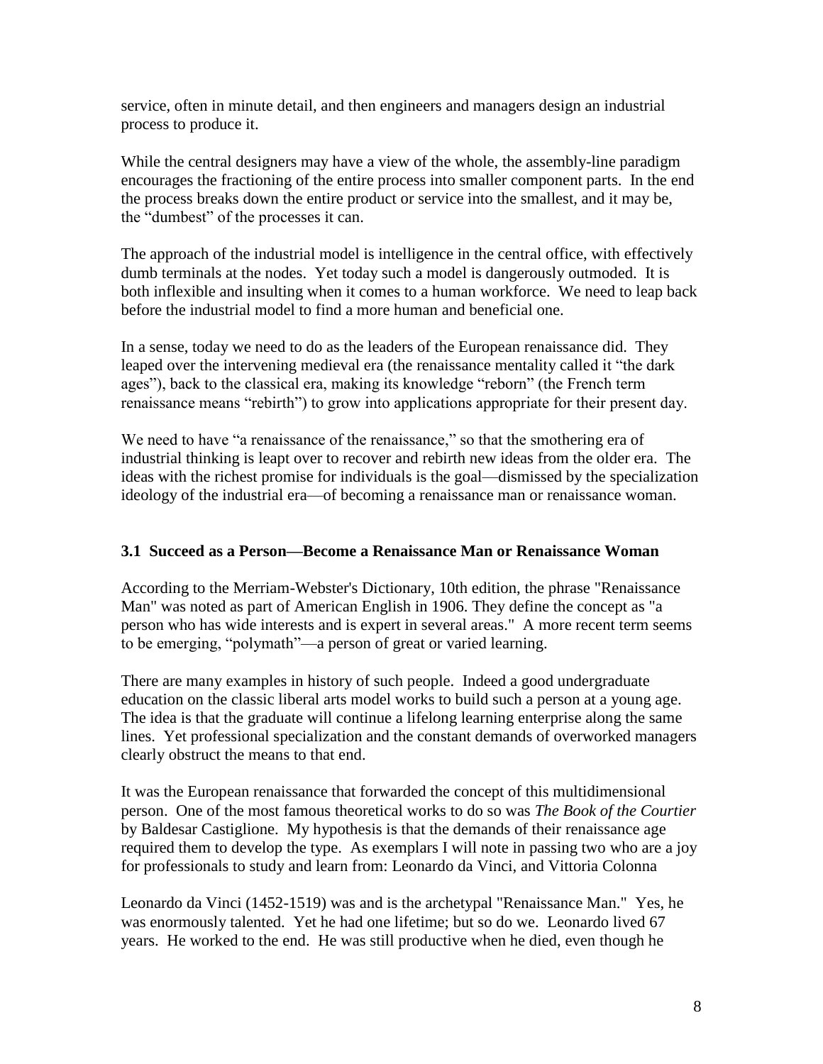service, often in minute detail, and then engineers and managers design an industrial process to produce it.

While the central designers may have a view of the whole, the assembly-line paradigm encourages the fractioning of the entire process into smaller component parts. In the end the process breaks down the entire product or service into the smallest, and it may be, the "dumbest" of the processes it can.

The approach of the industrial model is intelligence in the central office, with effectively dumb terminals at the nodes. Yet today such a model is dangerously outmoded. It is both inflexible and insulting when it comes to a human workforce. We need to leap back before the industrial model to find a more human and beneficial one.

In a sense, today we need to do as the leaders of the European renaissance did. They leaped over the intervening medieval era (the renaissance mentality called it "the dark ages"), back to the classical era, making its knowledge "reborn" (the French term renaissance means "rebirth") to grow into applications appropriate for their present day.

We need to have "a renaissance of the renaissance," so that the smothering era of industrial thinking is leapt over to recover and rebirth new ideas from the older era. The ideas with the richest promise for individuals is the goal—dismissed by the specialization ideology of the industrial era—of becoming a renaissance man or renaissance woman.

### 3.1 Succeed as a Person—Become a Renaissance Man or Renaissance Woman

According to the Merriam-Webster's Dictionary, 10th edition, the phrase "Renaissance Man" was noted as part of American English in 1906. They define the concept as "a person who has wide interests and is expert in several areas." A more recent term seems to be emerging, "polymath"—a person of great or varied learning.

There are many examples in history of such people. Indeed a good undergraduate education on the classic liberal arts model works to build such a person at a young age. The idea is that the graduate will continue a lifelong learning enterprise along the same lines. Yet professional specialization and the constant demands of overworked managers clearly obstruct the means to that end.

It was the European renaissance that forwarded the concept of this multidimensional person. One of the most famous theoretical works to do so was *The Book of the Courtier* by Baldesar Castiglione. My hypothesis is that the demands of their renaissance age required them to develop the type. As exemplars I will note in passing two who are a joy for professionals to study and learn from: Leonardo da Vinci, and Vittoria Colonna

Leonardo da Vinci (1452-1519) was and is the archetypal "Renaissance Man." Yes, he was enormously talented. Yet he had one lifetime; but so do we. Leonardo lived 67 years. He worked to the end. He was still productive when he died, even though he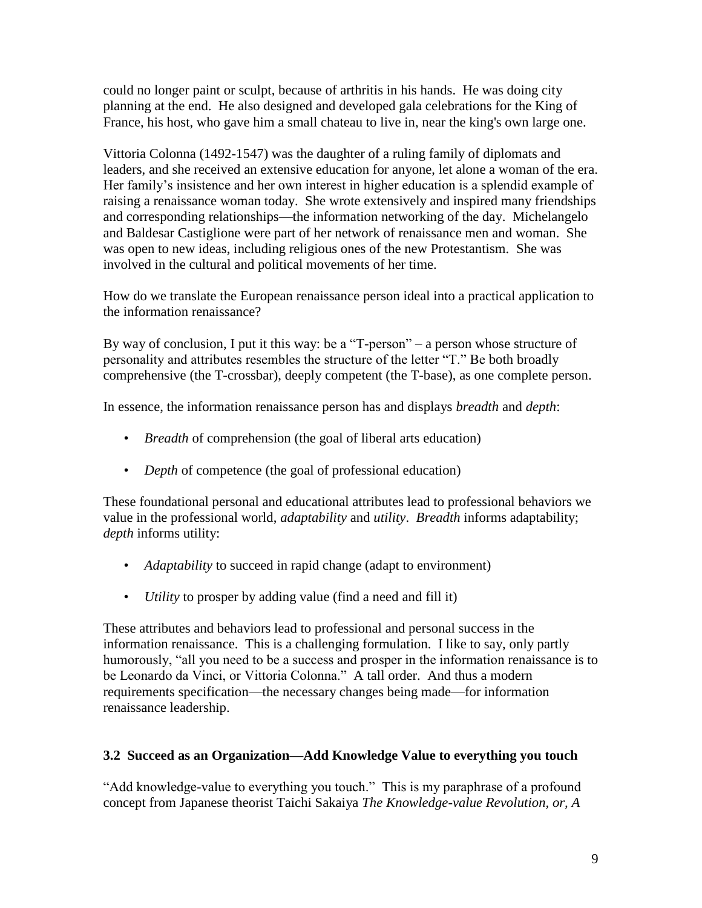could no longer paint or sculpt, because of arthritis in his hands. He was doing city planning at the end. He also designed and developed gala celebrations for the King of France, his host, who gave him a small chateau to live in, near the king's own large one.

Vittoria Colonna (1492-1547) was the daughter of a ruling family of diplomats and leaders, and she received an extensive education for anyone, let alone a woman of the era. Her family's insistence and her own interest in higher education is a splendid example of raising a renaissance woman today. She wrote extensively and inspired many friendships and corresponding relationships—the information networking of the day. Michelangelo and Baldesar Castiglione were part of her network of renaissance men and woman. She was open to new ideas, including religious ones of the new Protestantism. She was involved in the cultural and political movements of her time.

How do we translate the European renaissance person ideal into a practical application to the information renaissance?

By way of conclusion, I put it this way: be a "T-person" – a person whose structure of personality and attributes resembles the structure of the letter "T." Be both broadly comprehensive (the T-crossbar), deeply competent (the T-base), as one complete person.

In essence, the information renaissance person has and displays *breadth* and *depth*:

- *Breadth* of comprehension (the goal of liberal arts education)
- *Depth* of competence (the goal of professional education)

These foundational personal and educational attributes lead to professional behaviors we value in the professional world, *adaptability* and *utility*. *Breadth* informs adaptability; *depth* informs utility:

- *Adaptability* to succeed in rapid change (adapt to environment)
- *Utility* to prosper by adding value (find a need and fill it)

These attributes and behaviors lead to professional and personal success in the information renaissance. This is a challenging formulation. I like to say, only partly humorously, "all you need to be a success and prosper in the information renaissance is to be Leonardo da Vinci, or Vittoria Colonna." A tall order. And thus a modern requirements specification—the necessary changes being made—for information renaissance leadership.

### 3.2 Succeed as an Organization—Add Knowledge Value to everything you touch

"Add knowledge-value to everything you touch." This is my paraphrase of a profound concept from Japanese theorist Taichi Sakaiya *The Knowledge-value Revolution, or, A*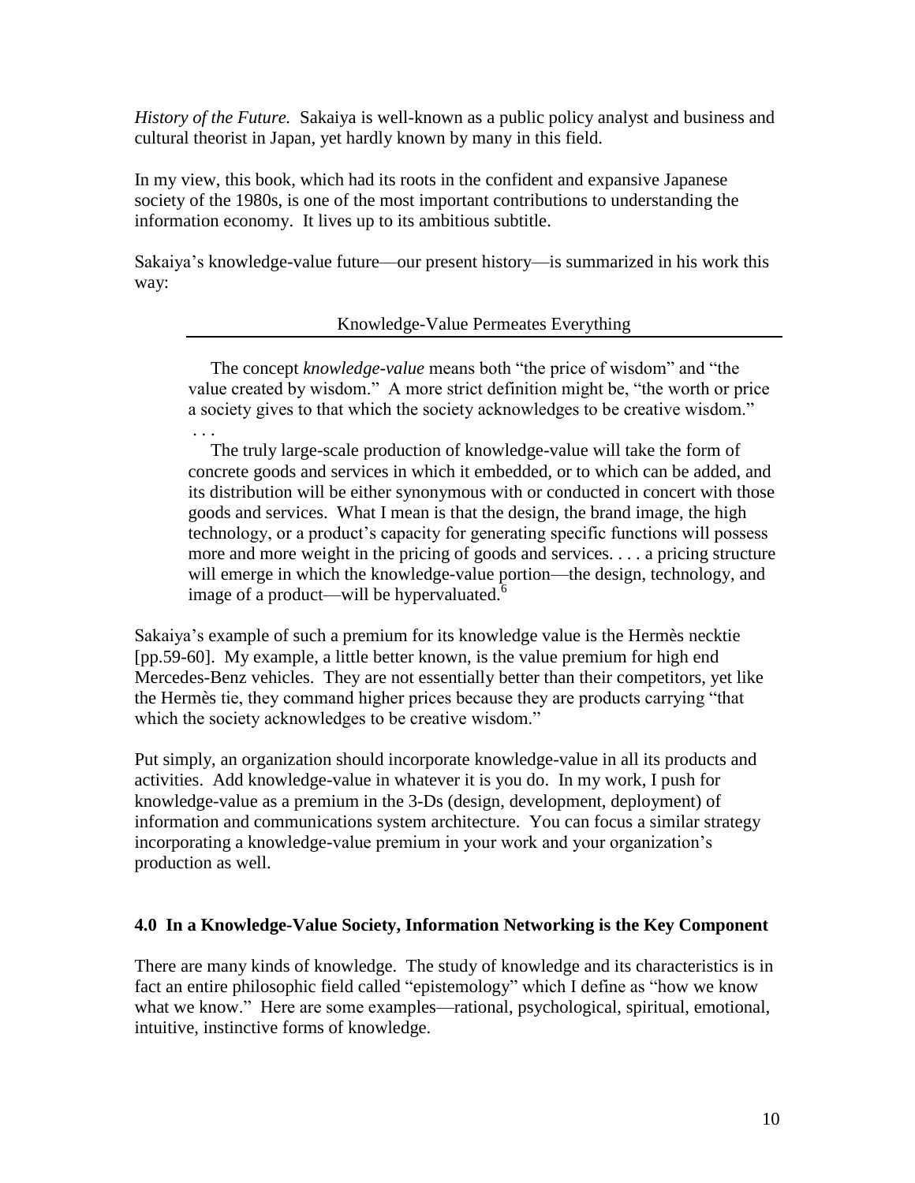*History of the Future.* Sakaiya is well-known as a public policy analyst and business and cultural theorist in Japan, yet hardly known by many in this field.

In my view, this book, which had its roots in the confident and expansive Japanese society of the 1980s, is one of the most important contributions to understanding the information economy. It lives up to its ambitious subtitle.

Sakaiya's knowledge-value future—our present history—is summarized in his work this way:

> Knowledge-Value Permeates Everything
>
> The concept *knowledge-value* means both "the price of wisdom" and "the value created by wisdom." A more strict definition might be, "the worth or price a society gives to that which the society acknowledges to be creative wisdom."
> . . .
> The truly large-scale production of knowledge-value will take the form of concrete goods and services in which it embedded, or to which can be added, and its distribution will be either synonymous with or conducted in concert with those goods and services. What I mean is that the design, the brand image, the high technology, or a product's capacity for generating specific functions will possess more and more weight in the pricing of goods and services. . . . a pricing structure will emerge in which the knowledge-value portion—the design, technology, and image of a product—will be hypervaluated.[6]

Sakaiya's example of such a premium for its knowledge value is the Hermès necktie [pp.59-60]. My example, a little better known, is the value premium for high end Mercedes-Benz vehicles. They are not essentially better than their competitors, yet like the Hermès tie, they command higher prices because they are products carrying "that which the society acknowledges to be creative wisdom."

Put simply, an organization should incorporate knowledge-value in all its products and activities. Add knowledge-value in whatever it is you do. In my work, I push for knowledge-value as a premium in the 3-Ds (design, development, deployment) of information and communications system architecture. You can focus a similar strategy incorporating a knowledge-value premium in your work and your organization's production as well.

## 4.0 In a Knowledge-Value Society, Information Networking is the Key Component

There are many kinds of knowledge. The study of knowledge and its characteristics is in fact an entire philosophic field called "epistemology" which I define as "how we know what we know." Here are some examples—rational, psychological, spiritual, emotional, intuitive, instinctive forms of knowledge.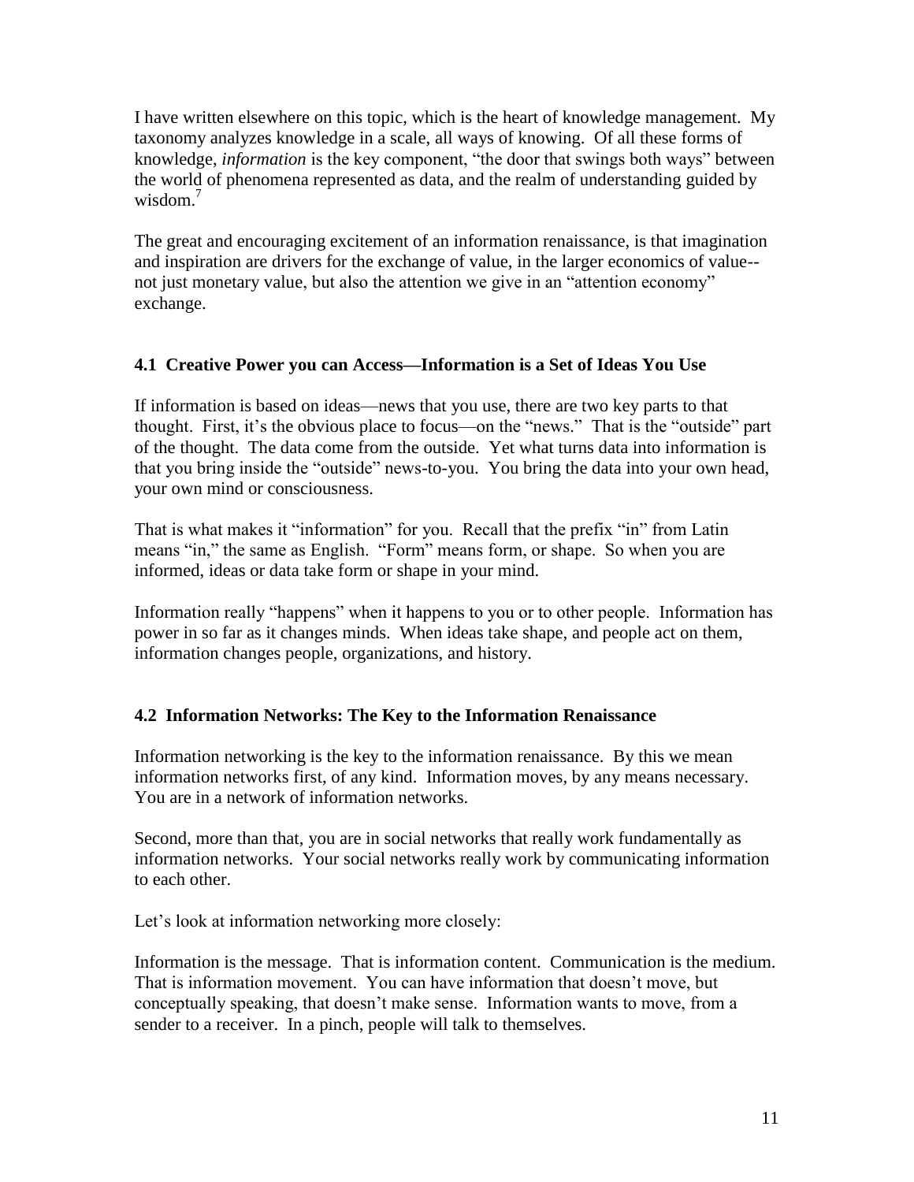I have written elsewhere on this topic, which is the heart of knowledge management. My taxonomy analyzes knowledge in a scale, all ways of knowing. Of all these forms of knowledge, *information* is the key component, "the door that swings both ways" between the world of phenomena represented as data, and the realm of understanding guided by wisdom.[7]

The great and encouraging excitement of an information renaissance, is that imagination and inspiration are drivers for the exchange of value, in the larger economics of value--not just monetary value, but also the attention we give in an "attention economy" exchange.

### 4.1 Creative Power you can Access—Information is a Set of Ideas You Use

If information is based on ideas—news that you use, there are two key parts to that thought. First, it's the obvious place to focus—on the "news." That is the "outside" part of the thought. The data come from the outside. Yet what turns data into information is that you bring inside the "outside" news-to-you. You bring the data into your own head, your own mind or consciousness.

That is what makes it "information" for you. Recall that the prefix "in" from Latin means "in," the same as English. "Form" means form, or shape. So when you are informed, ideas or data take form or shape in your mind.

Information really "happens" when it happens to you or to other people. Information has power in so far as it changes minds. When ideas take shape, and people act on them, information changes people, organizations, and history.

### 4.2 Information Networks: The Key to the Information Renaissance

Information networking is the key to the information renaissance. By this we mean information networks first, of any kind. Information moves, by any means necessary. You are in a network of information networks.

Second, more than that, you are in social networks that really work fundamentally as information networks. Your social networks really work by communicating information to each other.

Let's look at information networking more closely:

Information is the message. That is information content. Communication is the medium. That is information movement. You can have information that doesn't move, but conceptually speaking, that doesn't make sense. Information wants to move, from a sender to a receiver. In a pinch, people will talk to themselves.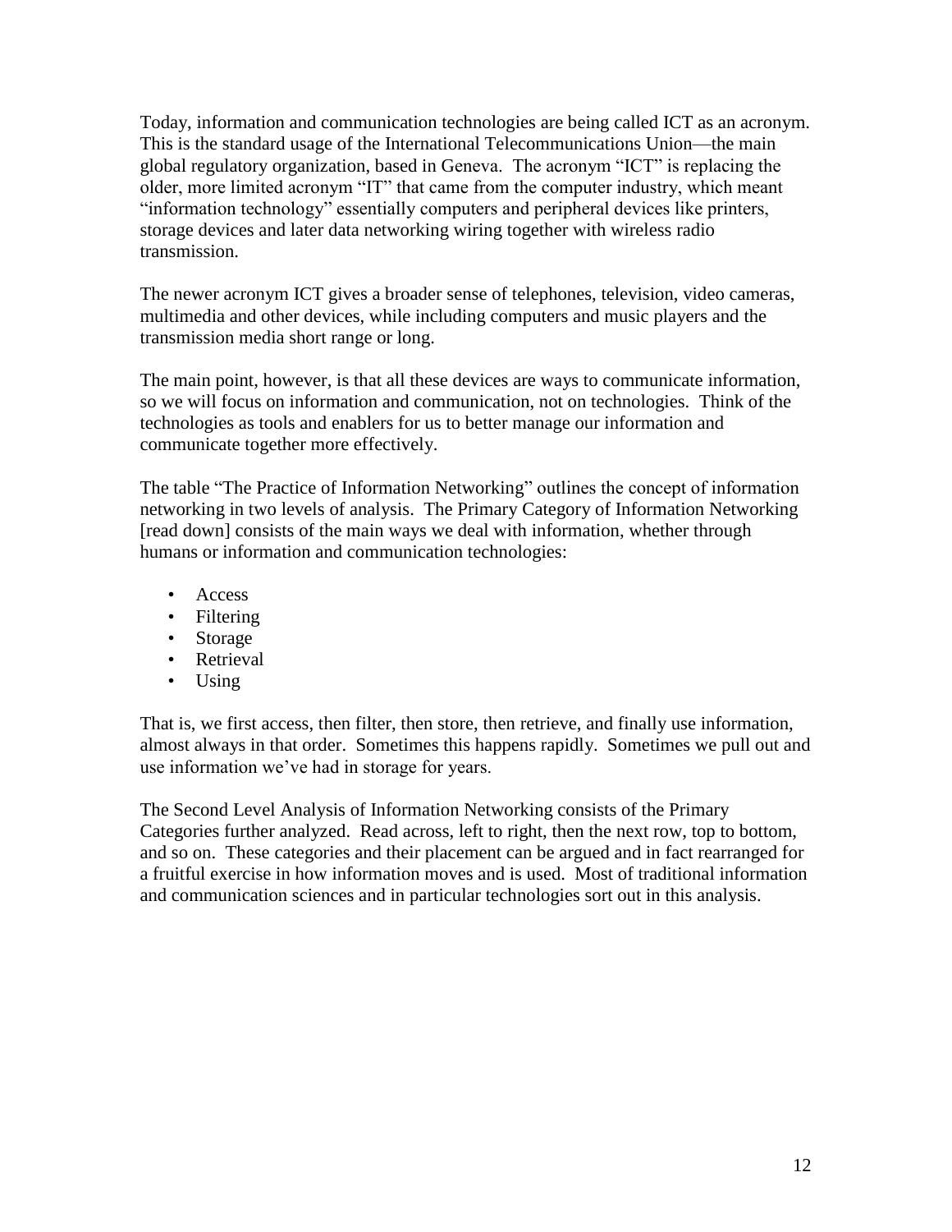Today, information and communication technologies are being called ICT as an acronym. This is the standard usage of the International Telecommunications Union—the main global regulatory organization, based in Geneva. The acronym "ICT" is replacing the older, more limited acronym "IT" that came from the computer industry, which meant "information technology" essentially computers and peripheral devices like printers, storage devices and later data networking wiring together with wireless radio transmission.

The newer acronym ICT gives a broader sense of telephones, television, video cameras, multimedia and other devices, while including computers and music players and the transmission media short range or long.

The main point, however, is that all these devices are ways to communicate information, so we will focus on information and communication, not on technologies. Think of the technologies as tools and enablers for us to better manage our information and communicate together more effectively.

The table "The Practice of Information Networking" outlines the concept of information networking in two levels of analysis. The Primary Category of Information Networking [read down] consists of the main ways we deal with information, whether through humans or information and communication technologies:

- Access
- Filtering
- Storage
- Retrieval
- Using

That is, we first access, then filter, then store, then retrieve, and finally use information, almost always in that order. Sometimes this happens rapidly. Sometimes we pull out and use information we've had in storage for years.

The Second Level Analysis of Information Networking consists of the Primary Categories further analyzed. Read across, left to right, then the next row, top to bottom, and so on. These categories and their placement can be argued and in fact rearranged for a fruitful exercise in how information moves and is used. Most of traditional information and communication sciences and in particular technologies sort out in this analysis.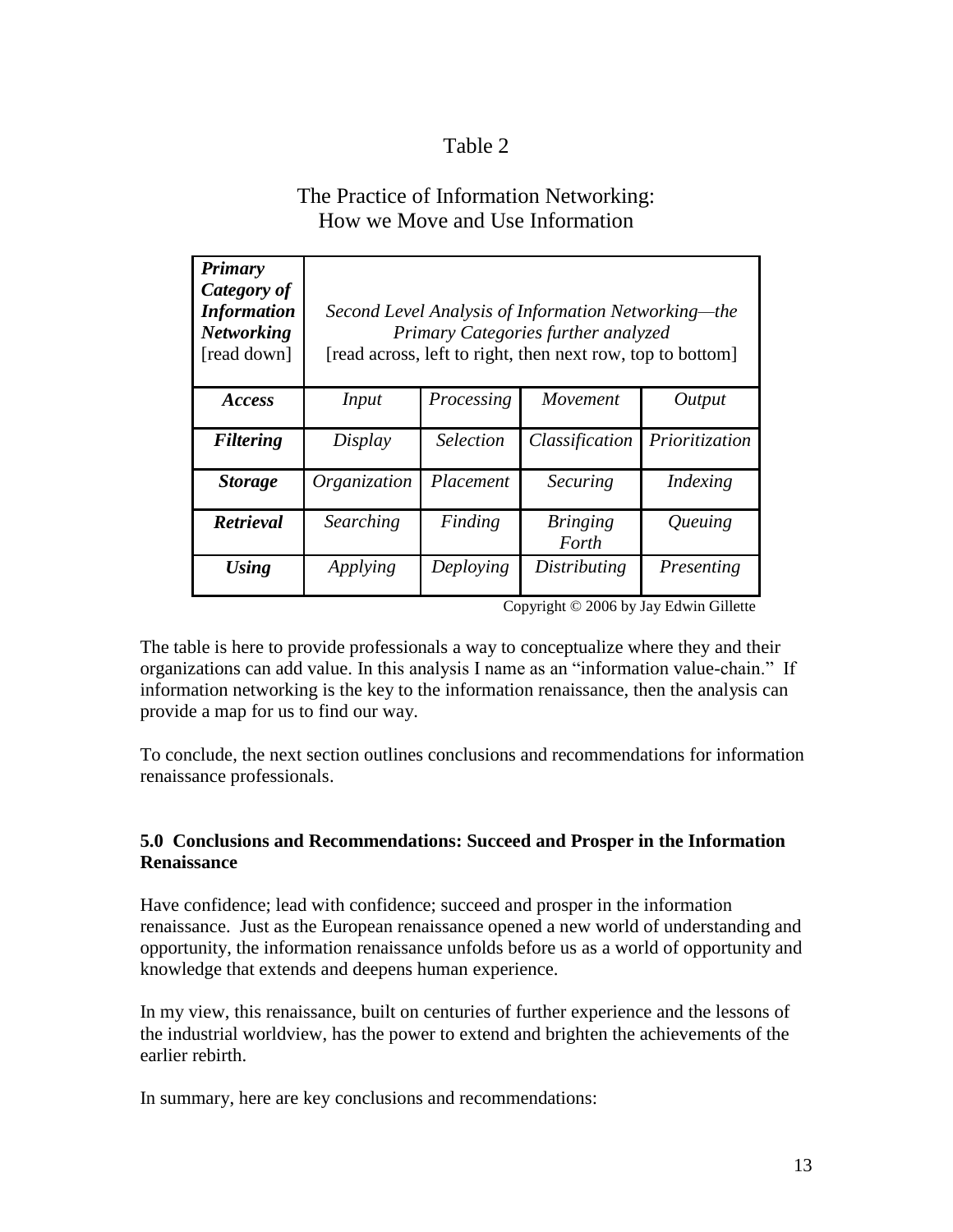Table 2

The Practice of Information Networking:
How we Move and Use Information

| ***Primary Category of Information Networking*** [read down] | *Second Level Analysis of Information Networking—the Primary Categories further analyzed* [read across, left to right, then next row, top to bottom] | | | |
|---|---|---|---|---|
| ***Access*** | *Input* | *Processing* | *Movement* | *Output* |
| ***Filtering*** | *Display* | *Selection* | *Classification* | *Prioritization* |
| ***Storage*** | *Organization* | *Placement* | *Securing* | *Indexing* |
| ***Retrieval*** | *Searching* | *Finding* | *Bringing Forth* | *Queuing* |
| ***Using*** | *Applying* | *Deploying* | *Distributing* | *Presenting* |

Copyright © 2006 by Jay Edwin Gillette

The table is here to provide professionals a way to conceptualize where they and their organizations can add value. In this analysis I name as an "information value-chain." If information networking is the key to the information renaissance, then the analysis can provide a map for us to find our way.

To conclude, the next section outlines conclusions and recommendations for information renaissance professionals.

### 5.0 Conclusions and Recommendations: Succeed and Prosper in the Information Renaissance

Have confidence; lead with confidence; succeed and prosper in the information renaissance. Just as the European renaissance opened a new world of understanding and opportunity, the information renaissance unfolds before us as a world of opportunity and knowledge that extends and deepens human experience.

In my view, this renaissance, built on centuries of further experience and the lessons of the industrial worldview, has the power to extend and brighten the achievements of the earlier rebirth.

In summary, here are key conclusions and recommendations: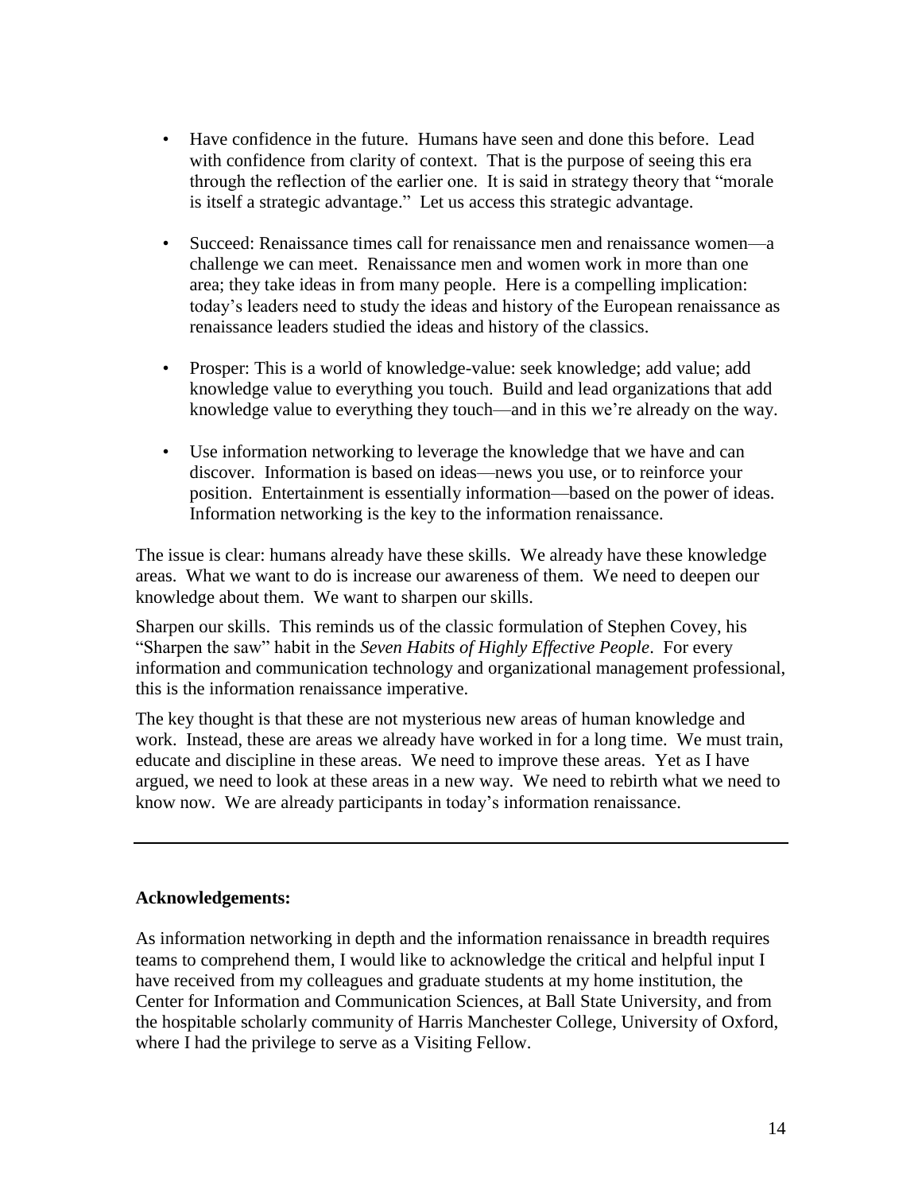- Have confidence in the future. Humans have seen and done this before. Lead with confidence from clarity of context. That is the purpose of seeing this era through the reflection of the earlier one. It is said in strategy theory that "morale is itself a strategic advantage." Let us access this strategic advantage.

- Succeed: Renaissance times call for renaissance men and renaissance women—a challenge we can meet. Renaissance men and women work in more than one area; they take ideas in from many people. Here is a compelling implication: today's leaders need to study the ideas and history of the European renaissance as renaissance leaders studied the ideas and history of the classics.

- Prosper: This is a world of knowledge-value: seek knowledge; add value; add knowledge value to everything you touch. Build and lead organizations that add knowledge value to everything they touch—and in this we're already on the way.

- Use information networking to leverage the knowledge that we have and can discover. Information is based on ideas—news you use, or to reinforce your position. Entertainment is essentially information—based on the power of ideas. Information networking is the key to the information renaissance.

The issue is clear: humans already have these skills. We already have these knowledge areas. What we want to do is increase our awareness of them. We need to deepen our knowledge about them. We want to sharpen our skills.

Sharpen our skills. This reminds us of the classic formulation of Stephen Covey, his "Sharpen the saw" habit in the *Seven Habits of Highly Effective People*. For every information and communication technology and organizational management professional, this is the information renaissance imperative.

The key thought is that these are not mysterious new areas of human knowledge and work. Instead, these are areas we already have worked in for a long time. We must train, educate and discipline in these areas. We need to improve these areas. Yet as I have argued, we need to look at these areas in a new way. We need to rebirth what we need to know now. We are already participants in today's information renaissance.

---

**Acknowledgements:**

As information networking in depth and the information renaissance in breadth requires teams to comprehend them, I would like to acknowledge the critical and helpful input I have received from my colleagues and graduate students at my home institution, the Center for Information and Communication Sciences, at Ball State University, and from the hospitable scholarly community of Harris Manchester College, University of Oxford, where I had the privilege to serve as a Visiting Fellow.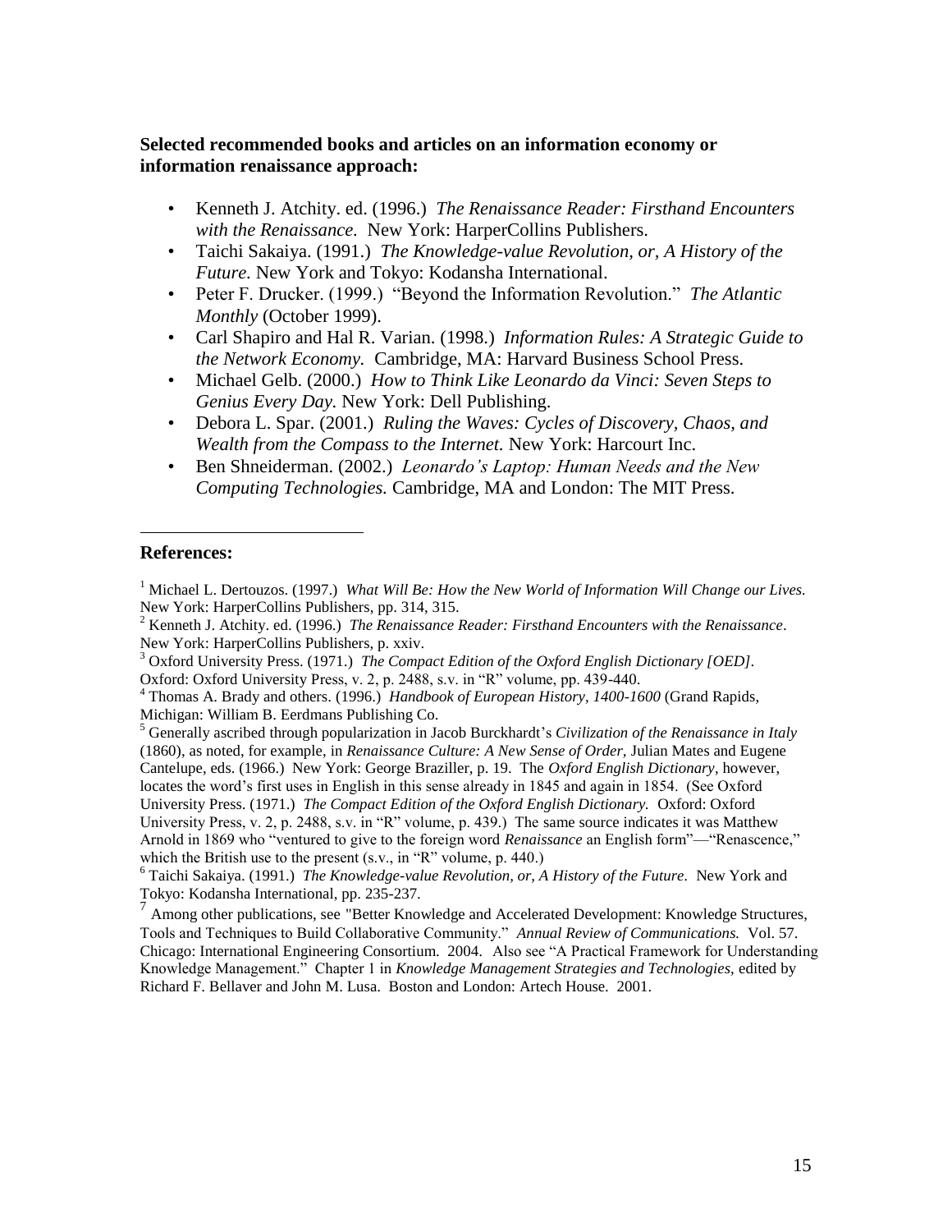**Selected recommended books and articles on an information economy or information renaissance approach:**

- Kenneth J. Atchity. ed. (1996.) *The Renaissance Reader: Firsthand Encounters with the Renaissance.* New York: HarperCollins Publishers.
- Taichi Sakaiya. (1991.) *The Knowledge-value Revolution, or, A History of the Future.* New York and Tokyo: Kodansha International.
- Peter F. Drucker. (1999.) "Beyond the Information Revolution." *The Atlantic Monthly* (October 1999).
- Carl Shapiro and Hal R. Varian. (1998.) *Information Rules: A Strategic Guide to the Network Economy.* Cambridge, MA: Harvard Business School Press.
- Michael Gelb. (2000.) *How to Think Like Leonardo da Vinci: Seven Steps to Genius Every Day.* New York: Dell Publishing.
- Debora L. Spar. (2001.) *Ruling the Waves: Cycles of Discovery, Chaos, and Wealth from the Compass to the Internet.* New York: Harcourt Inc.
- Ben Shneiderman. (2002.) *Leonardo's Laptop: Human Needs and the New Computing Technologies.* Cambridge, MA and London: The MIT Press.

**References:**

[1] Michael L. Dertouzos. (1997.) *What Will Be: How the New World of Information Will Change our Lives.* New York: HarperCollins Publishers, pp. 314, 315.

[2] Kenneth J. Atchity. ed. (1996.) *The Renaissance Reader: Firsthand Encounters with the Renaissance*. New York: HarperCollins Publishers, p. xxiv.

[3] Oxford University Press. (1971.) *The Compact Edition of the Oxford English Dictionary [OED]*. Oxford: Oxford University Press, v. 2, p. 2488, s.v. in "R" volume, pp. 439-440.

[4] Thomas A. Brady and others. (1996.) *Handbook of European History, 1400-1600* (Grand Rapids, Michigan: William B. Eerdmans Publishing Co.

[5] Generally ascribed through popularization in Jacob Burckhardt's *Civilization of the Renaissance in Italy* (1860), as noted, for example, in *Renaissance Culture: A New Sense of Order,* Julian Mates and Eugene Cantelupe, eds. (1966.) New York: George Braziller, p. 19. The *Oxford English Dictionary*, however, locates the word's first uses in English in this sense already in 1845 and again in 1854. (See Oxford University Press. (1971.) *The Compact Edition of the Oxford English Dictionary.* Oxford: Oxford University Press, v. 2, p. 2488, s.v. in "R" volume, p. 439.) The same source indicates it was Matthew Arnold in 1869 who "ventured to give to the foreign word *Renaissance* an English form"—"Renascence," which the British use to the present (s.v., in "R" volume, p. 440.)

[6] Taichi Sakaiya. (1991.) *The Knowledge-value Revolution, or, A History of the Future*. New York and Tokyo: Kodansha International, pp. 235-237.

[7] Among other publications, see "Better Knowledge and Accelerated Development: Knowledge Structures, Tools and Techniques to Build Collaborative Community." *Annual Review of Communications.* Vol. 57. Chicago: International Engineering Consortium. 2004. Also see "A Practical Framework for Understanding Knowledge Management." Chapter 1 in *Knowledge Management Strategies and Technologies,* edited by Richard F. Bellaver and John M. Lusa. Boston and London: Artech House. 2001.